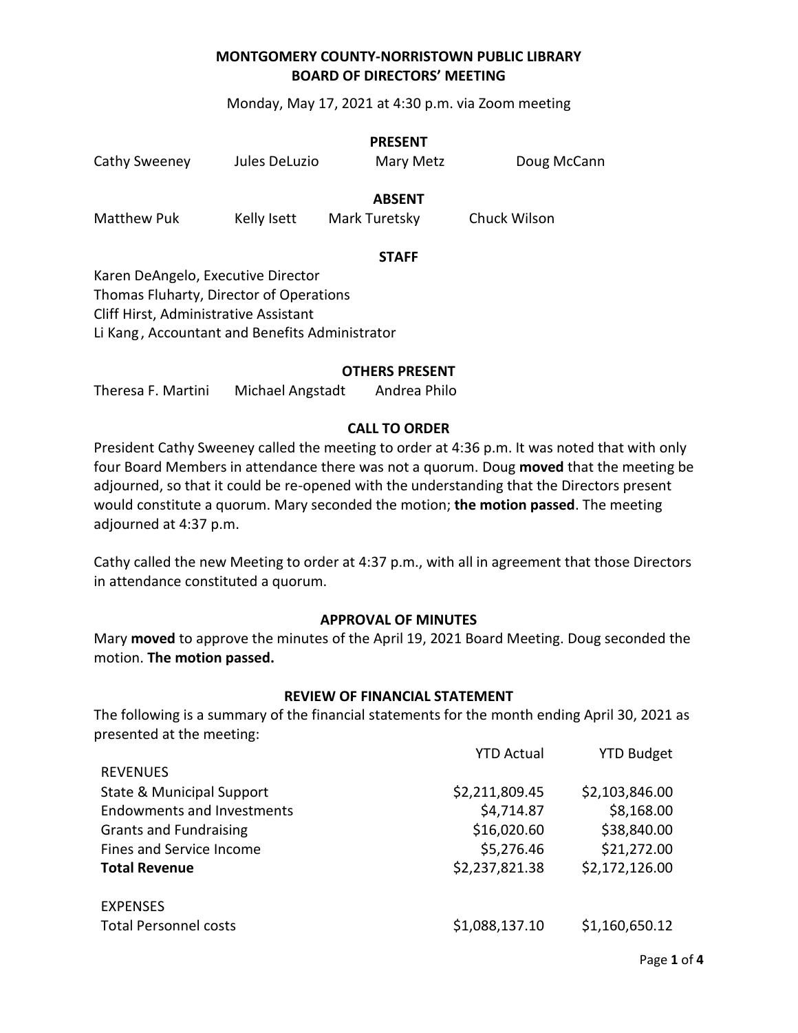# MONTGOMERY COUNTY-NORRISTOWN PUBLIC LIBRARY
# BOARD OF DIRECTORS' MEETING

Monday, May 17, 2021 at 4:30 p.m. via Zoom meeting

### PRESENT

Cathy Sweeney    Jules DeLuzio    Mary Metz    Doug McCann

### ABSENT

Matthew Puk    Kelly Isett    Mark Turetsky    Chuck Wilson

### STAFF

Karen DeAngelo, Executive Director
Thomas Fluharty, Director of Operations
Cliff Hirst, Administrative Assistant
Li Kang, Accountant and Benefits Administrator

### OTHERS PRESENT

Theresa F. Martini    Michael Angstadt    Andrea Philo

### CALL TO ORDER

President Cathy Sweeney called the meeting to order at 4:36 p.m. It was noted that with only four Board Members in attendance there was not a quorum. Doug **moved** that the meeting be adjourned, so that it could be re-opened with the understanding that the Directors present would constitute a quorum. Mary seconded the motion; **the motion passed**. The meeting adjourned at 4:37 p.m.

Cathy called the new Meeting to order at 4:37 p.m., with all in agreement that those Directors in attendance constituted a quorum.

### APPROVAL OF MINUTES

Mary **moved** to approve the minutes of the April 19, 2021 Board Meeting. Doug seconded the motion. **The motion passed.**

### REVIEW OF FINANCIAL STATEMENT

The following is a summary of the financial statements for the month ending April 30, 2021 as presented at the meeting:

| | YTD Actual | YTD Budget |
|---|---|---|
| REVENUES | | |
| State & Municipal Support | $2,211,809.45 | $2,103,846.00 |
| Endowments and Investments | $4,714.87 | $8,168.00 |
| Grants and Fundraising | $16,020.60 | $38,840.00 |
| Fines and Service Income | $5,276.46 | $21,272.00 |
| **Total Revenue** | $2,237,821.38 | $2,172,126.00 |
| | | |
| EXPENSES | | |
| Total Personnel costs | $1,088,137.10 | $1,160,650.12 |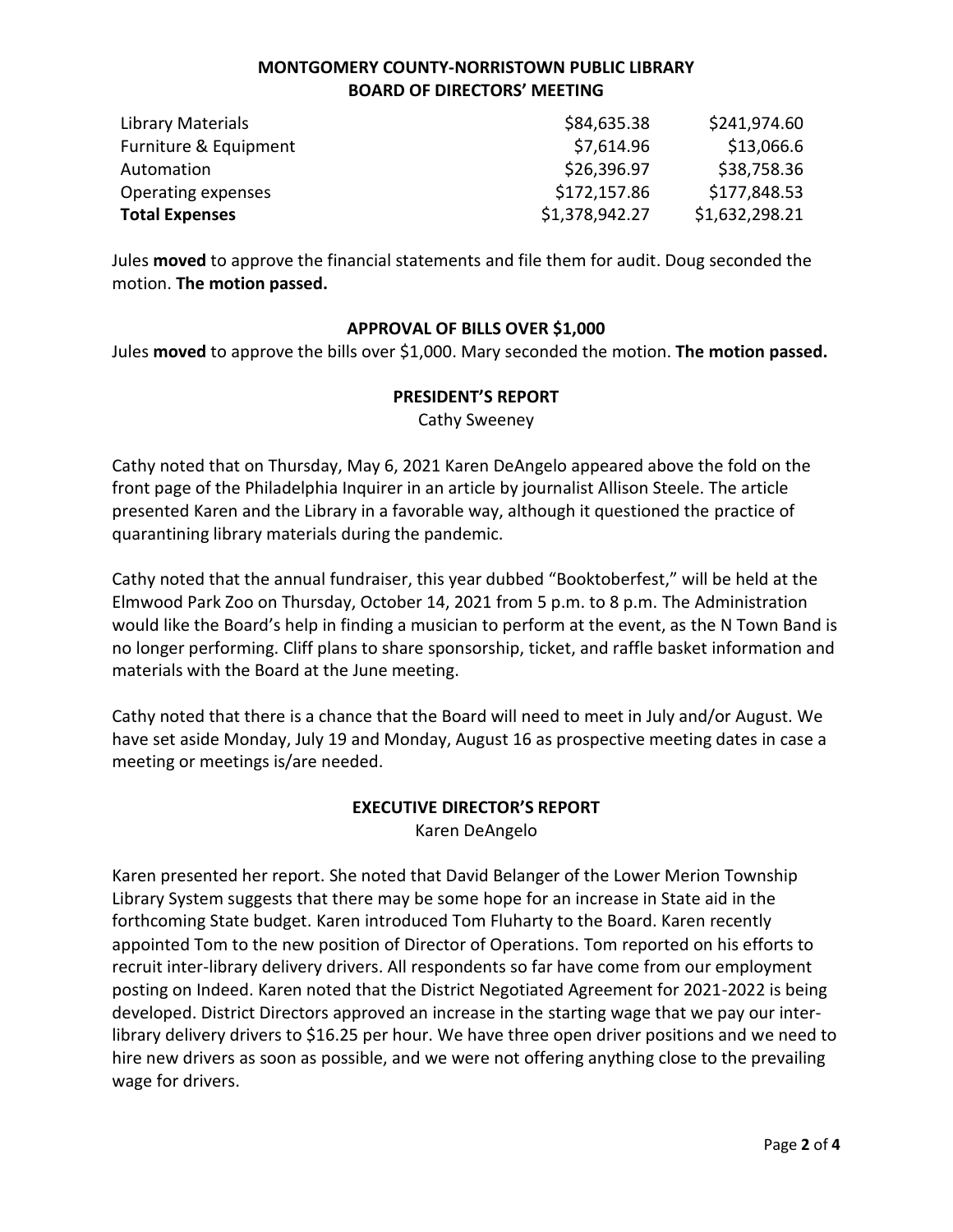## MONTGOMERY COUNTY-NORRISTOWN PUBLIC LIBRARY
## BOARD OF DIRECTORS' MEETING

| | | |
|---|---|---|
| Library Materials | \$84,635.38 | \$241,974.60 |
| Furniture & Equipment | \$7,614.96 | \$13,066.6 |
| Automation | \$26,396.97 | \$38,758.36 |
| Operating expenses | \$172,157.86 | \$177,848.53 |
| **Total Expenses** | \$1,378,942.27 | \$1,632,298.21 |

Jules **moved** to approve the financial statements and file them for audit. Doug seconded the motion. **The motion passed.**

### APPROVAL OF BILLS OVER \$1,000

Jules **moved** to approve the bills over \$1,000. Mary seconded the motion. **The motion passed.**

### PRESIDENT'S REPORT

Cathy Sweeney

Cathy noted that on Thursday, May 6, 2021 Karen DeAngelo appeared above the fold on the front page of the Philadelphia Inquirer in an article by journalist Allison Steele. The article presented Karen and the Library in a favorable way, although it questioned the practice of quarantining library materials during the pandemic.

Cathy noted that the annual fundraiser, this year dubbed "Booktoberfest," will be held at the Elmwood Park Zoo on Thursday, October 14, 2021 from 5 p.m. to 8 p.m. The Administration would like the Board's help in finding a musician to perform at the event, as the N Town Band is no longer performing. Cliff plans to share sponsorship, ticket, and raffle basket information and materials with the Board at the June meeting.

Cathy noted that there is a chance that the Board will need to meet in July and/or August. We have set aside Monday, July 19 and Monday, August 16 as prospective meeting dates in case a meeting or meetings is/are needed.

### EXECUTIVE DIRECTOR'S REPORT

Karen DeAngelo

Karen presented her report. She noted that David Belanger of the Lower Merion Township Library System suggests that there may be some hope for an increase in State aid in the forthcoming State budget. Karen introduced Tom Fluharty to the Board. Karen recently appointed Tom to the new position of Director of Operations. Tom reported on his efforts to recruit inter-library delivery drivers. All respondents so far have come from our employment posting on Indeed. Karen noted that the District Negotiated Agreement for 2021-2022 is being developed. District Directors approved an increase in the starting wage that we pay our inter-library delivery drivers to \$16.25 per hour. We have three open driver positions and we need to hire new drivers as soon as possible, and we were not offering anything close to the prevailing wage for drivers.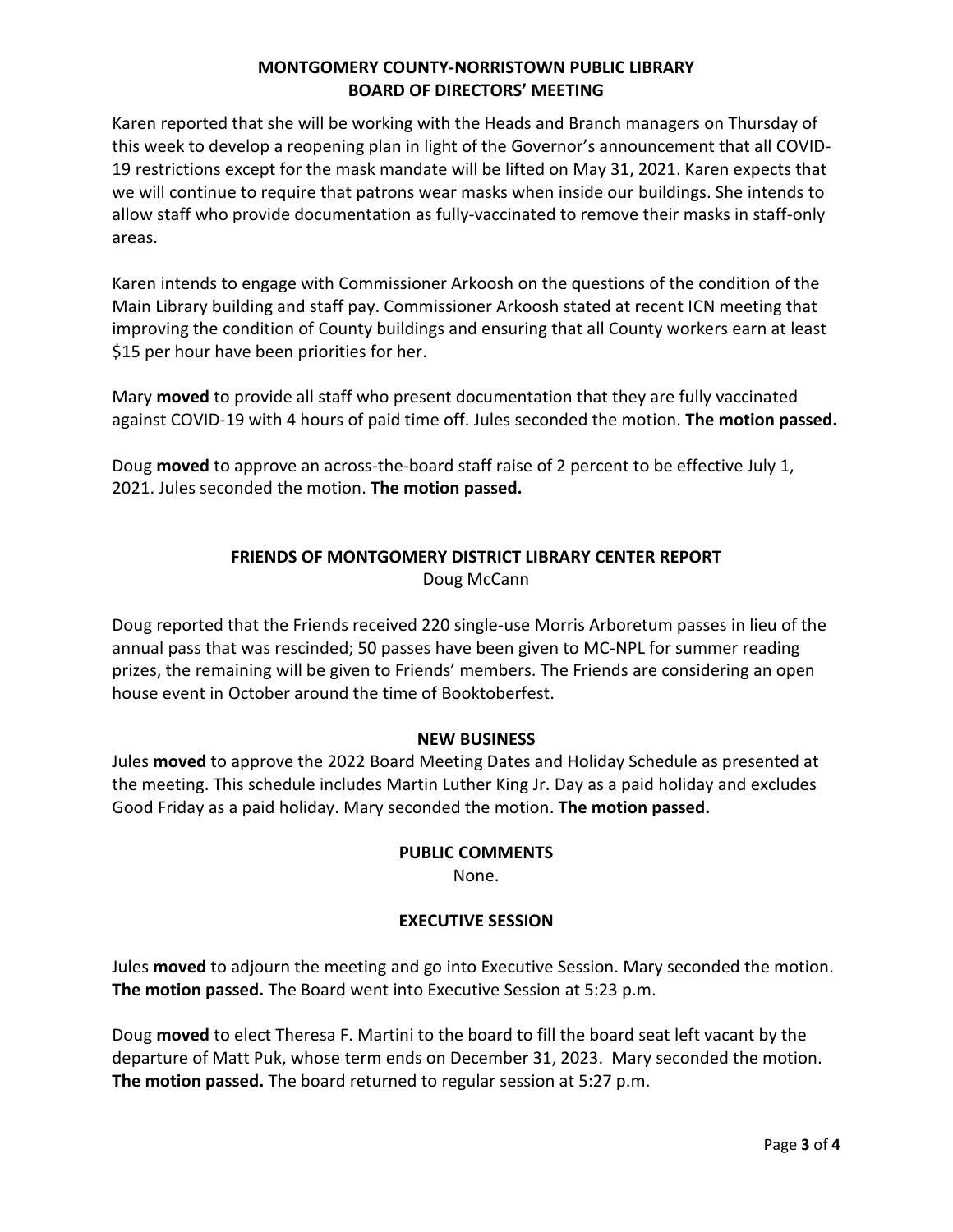Karen reported that she will be working with the Heads and Branch managers on Thursday of this week to develop a reopening plan in light of the Governor's announcement that all COVID-19 restrictions except for the mask mandate will be lifted on May 31, 2021. Karen expects that we will continue to require that patrons wear masks when inside our buildings. She intends to allow staff who provide documentation as fully-vaccinated to remove their masks in staff-only areas.

Karen intends to engage with Commissioner Arkoosh on the questions of the condition of the Main Library building and staff pay. Commissioner Arkoosh stated at recent ICN meeting that improving the condition of County buildings and ensuring that all County workers earn at least $15 per hour have been priorities for her.

Mary **moved** to provide all staff who present documentation that they are fully vaccinated against COVID-19 with 4 hours of paid time off. Jules seconded the motion. **The motion passed.**

Doug **moved** to approve an across-the-board staff raise of 2 percent to be effective July 1, 2021. Jules seconded the motion. **The motion passed.**

## FRIENDS OF MONTGOMERY DISTRICT LIBRARY CENTER REPORT

Doug McCann

Doug reported that the Friends received 220 single-use Morris Arboretum passes in lieu of the annual pass that was rescinded; 50 passes have been given to MC-NPL for summer reading prizes, the remaining will be given to Friends' members. The Friends are considering an open house event in October around the time of Booktoberfest.

## NEW BUSINESS

Jules **moved** to approve the 2022 Board Meeting Dates and Holiday Schedule as presented at the meeting. This schedule includes Martin Luther King Jr. Day as a paid holiday and excludes Good Friday as a paid holiday. Mary seconded the motion. **The motion passed.**

## PUBLIC COMMENTS

None.

## EXECUTIVE SESSION

Jules **moved** to adjourn the meeting and go into Executive Session. Mary seconded the motion. **The motion passed.** The Board went into Executive Session at 5:23 p.m.

Doug **moved** to elect Theresa F. Martini to the board to fill the board seat left vacant by the departure of Matt Puk, whose term ends on December 31, 2023. Mary seconded the motion. **The motion passed.** The board returned to regular session at 5:27 p.m.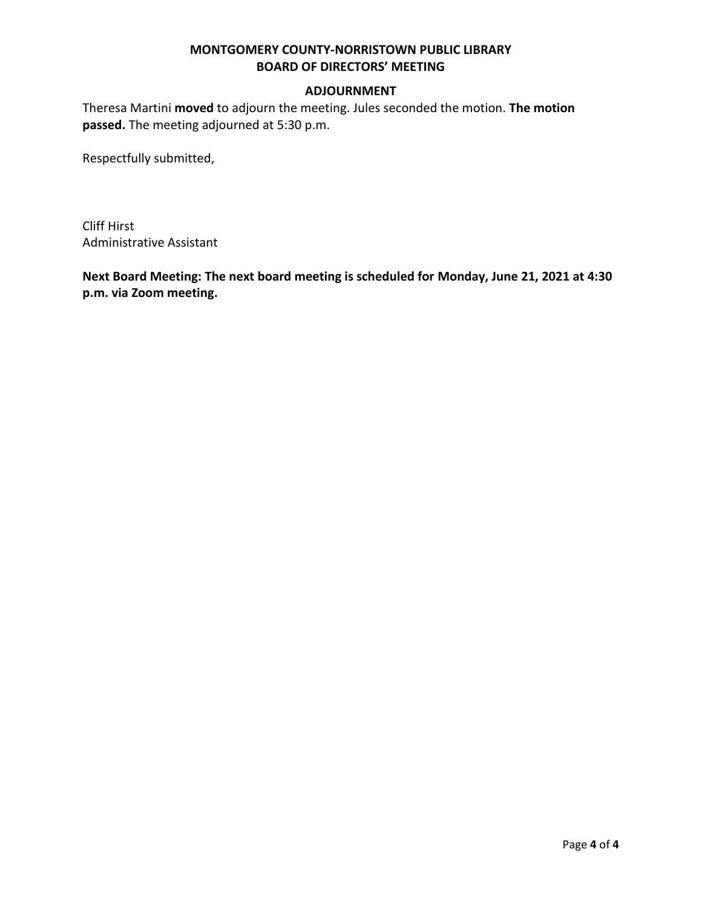## ADJOURNMENT

Theresa Martini **moved** to adjourn the meeting. Jules seconded the motion. **The motion passed.** The meeting adjourned at 5:30 p.m.

Respectfully submitted,

Cliff Hirst
Administrative Assistant

**Next Board Meeting: The next board meeting is scheduled for Monday, June 21, 2021 at 4:30 p.m. via Zoom meeting.**